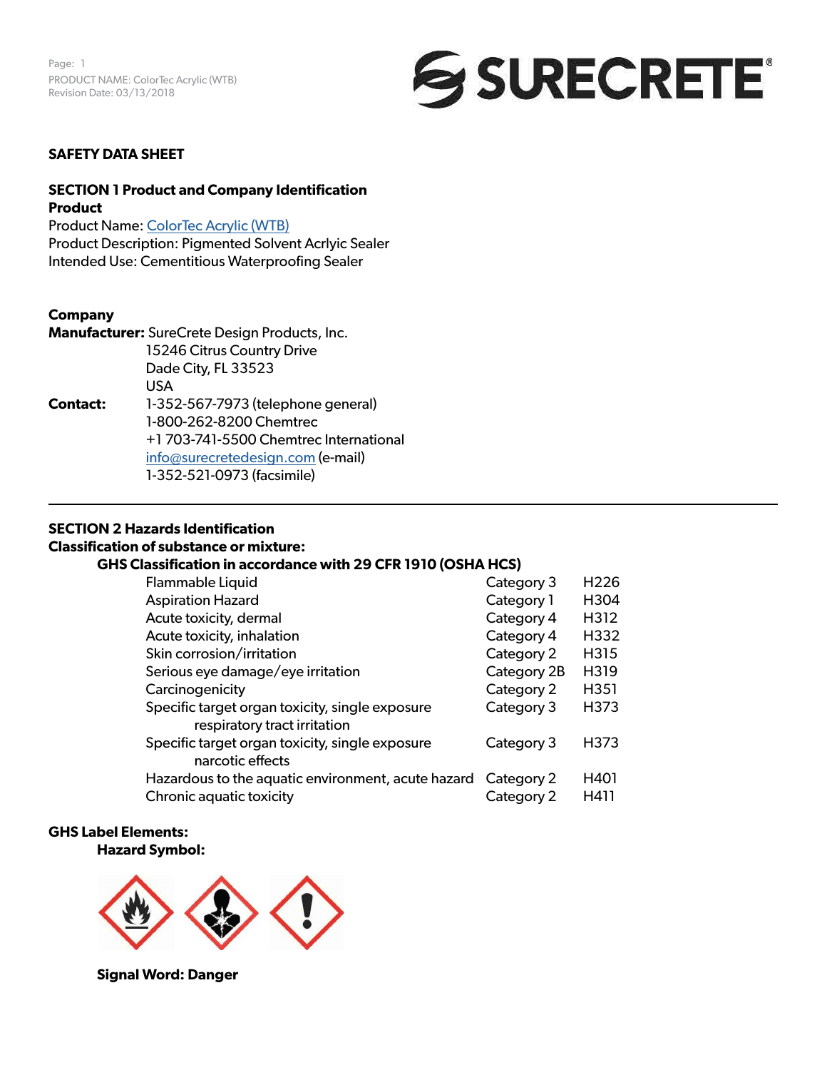# SAFETY DATA SHEET

## SECTION 1 Product and Company Identification

**Product**

Product Name: ColorTec Acrylic (WTB)
Product Description: Pigmented Solvent Acrlyic Sealer
Intended Use: Cementitious Waterproofing Sealer

**Company**

**Manufacturer:** SureCrete Design Products, Inc.
15246 Citrus Country Drive
Dade City, FL 33523
USA

**Contact:** 1-352-567-7973 (telephone general)
1-800-262-8200 Chemtrec
+1 703-741-5500 Chemtrec International
info@surecretedesign.com (e-mail)
1-352-521-0973 (facsimile)

## SECTION 2 Hazards Identification

**Classification of substance or mixture:**

**GHS Classification in accordance with 29 CFR 1910 (OSHA HCS)**

| | | |
|---|---|---|
| Flammable Liquid | Category 3 | H226 |
| Aspiration Hazard | Category 1 | H304 |
| Acute toxicity, dermal | Category 4 | H312 |
| Acute toxicity, inhalation | Category 4 | H332 |
| Skin corrosion/irritation | Category 2 | H315 |
| Serious eye damage/eye irritation | Category 2B | H319 |
| Carcinogenicity | Category 2 | H351 |
| Specific target organ toxicity, single exposure respiratory tract irritation | Category 3 | H373 |
| Specific target organ toxicity, single exposure narcotic effects | Category 3 | H373 |
| Hazardous to the aquatic environment, acute hazard | Category 2 | H401 |
| Chronic aquatic toxicity | Category 2 | H411 |

**GHS Label Elements:**

**Hazard Symbol:**

**Signal Word: Danger**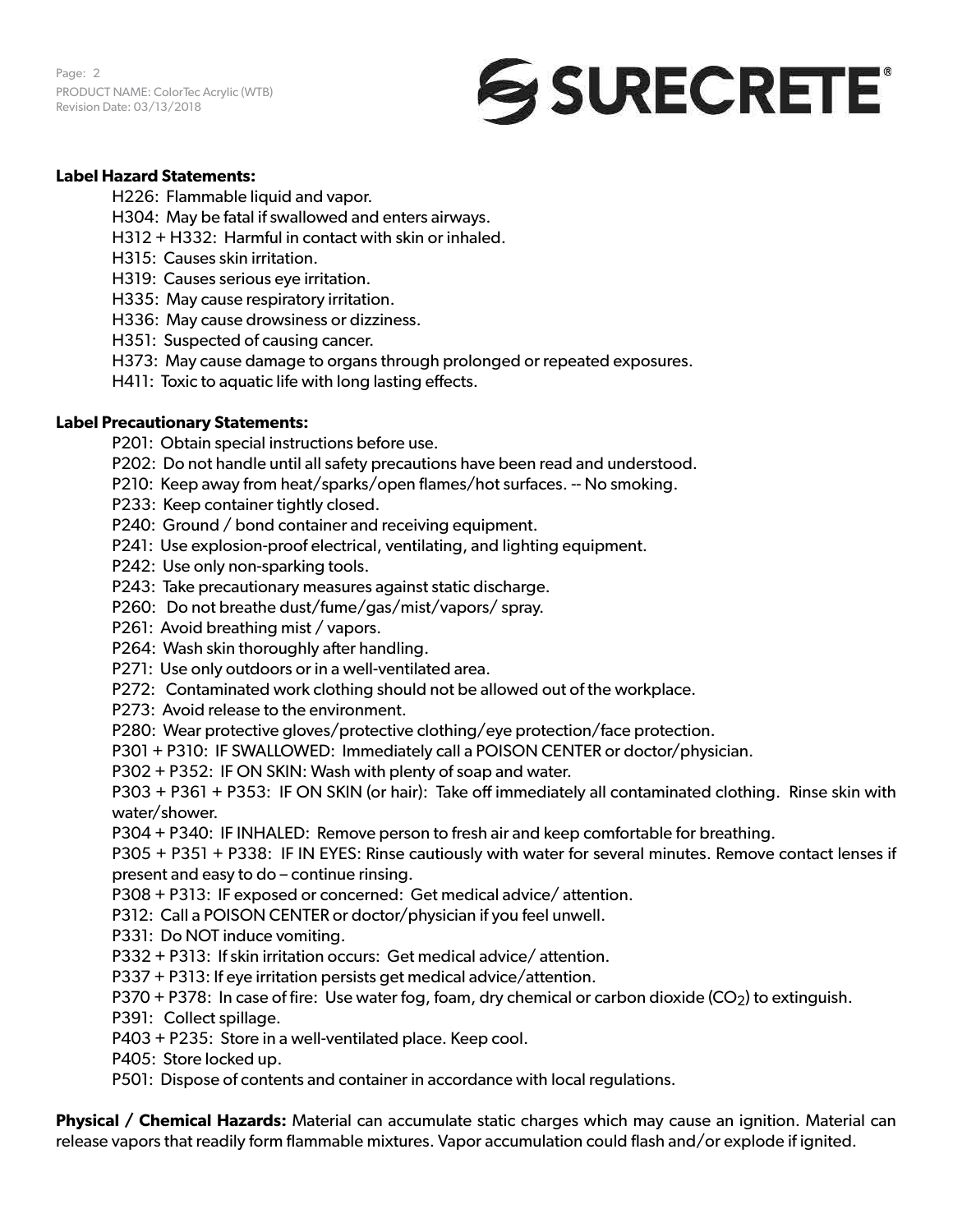**Label Hazard Statements:**

H226: Flammable liquid and vapor.
H304: May be fatal if swallowed and enters airways.
H312 + H332: Harmful in contact with skin or inhaled.
H315: Causes skin irritation.
H319: Causes serious eye irritation.
H335: May cause respiratory irritation.
H336: May cause drowsiness or dizziness.
H351: Suspected of causing cancer.
H373: May cause damage to organs through prolonged or repeated exposures.
H411: Toxic to aquatic life with long lasting effects.

**Label Precautionary Statements:**

P201: Obtain special instructions before use.
P202: Do not handle until all safety precautions have been read and understood.
P210: Keep away from heat/sparks/open flames/hot surfaces. -- No smoking.
P233: Keep container tightly closed.
P240: Ground / bond container and receiving equipment.
P241: Use explosion-proof electrical, ventilating, and lighting equipment.
P242: Use only non-sparking tools.
P243: Take precautionary measures against static discharge.
P260: Do not breathe dust/fume/gas/mist/vapors/ spray.
P261: Avoid breathing mist / vapors.
P264: Wash skin thoroughly after handling.
P271: Use only outdoors or in a well-ventilated area.
P272: Contaminated work clothing should not be allowed out of the workplace.
P273: Avoid release to the environment.
P280: Wear protective gloves/protective clothing/eye protection/face protection.
P301 + P310: IF SWALLOWED: Immediately call a POISON CENTER or doctor/physician.
P302 + P352: IF ON SKIN: Wash with plenty of soap and water.
P303 + P361 + P353: IF ON SKIN (or hair): Take off immediately all contaminated clothing. Rinse skin with water/shower.
P304 + P340: IF INHALED: Remove person to fresh air and keep comfortable for breathing.
P305 + P351 + P338: IF IN EYES: Rinse cautiously with water for several minutes. Remove contact lenses if present and easy to do – continue rinsing.
P308 + P313: IF exposed or concerned: Get medical advice/ attention.
P312: Call a POISON CENTER or doctor/physician if you feel unwell.
P331: Do NOT induce vomiting.
P332 + P313: If skin irritation occurs: Get medical advice/ attention.
P337 + P313: If eye irritation persists get medical advice/attention.
P370 + P378: In case of fire: Use water fog, foam, dry chemical or carbon dioxide ($CO_2$) to extinguish.
P391: Collect spillage.
P403 + P235: Store in a well-ventilated place. Keep cool.
P405: Store locked up.
P501: Dispose of contents and container in accordance with local regulations.

**Physical / Chemical Hazards:** Material can accumulate static charges which may cause an ignition. Material can release vapors that readily form flammable mixtures. Vapor accumulation could flash and/or explode if ignited.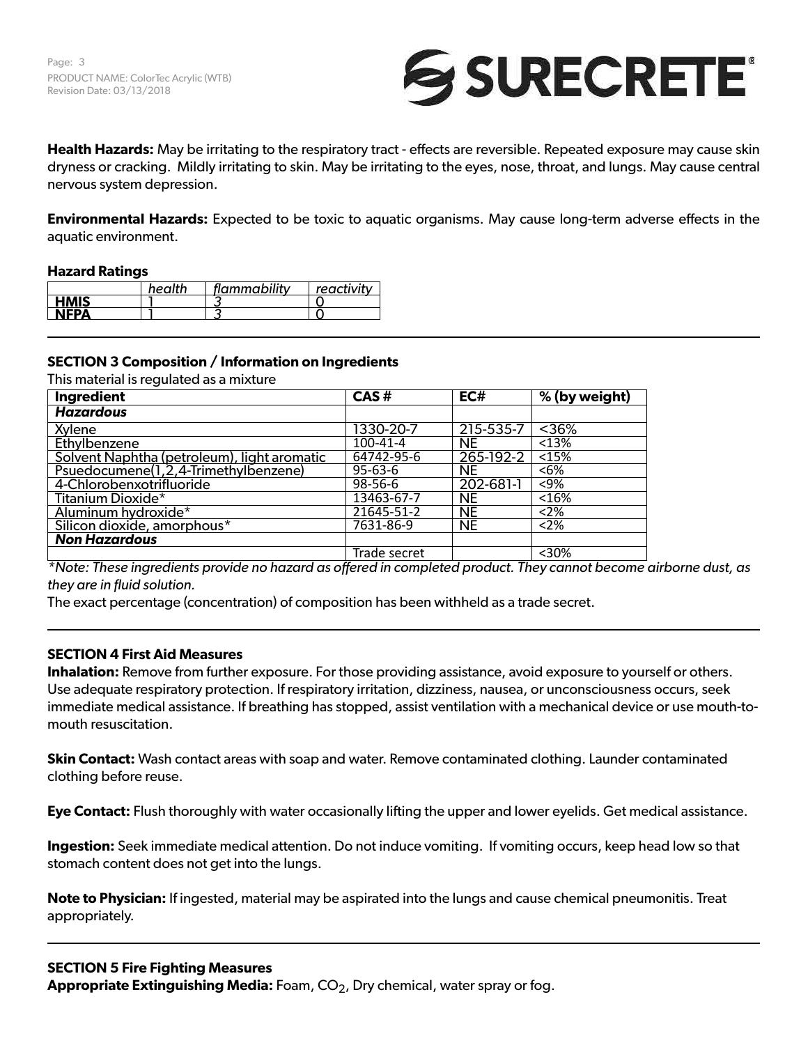**Health Hazards:** May be irritating to the respiratory tract - effects are reversible. Repeated exposure may cause skin dryness or cracking. Mildly irritating to skin. May be irritating to the eyes, nose, throat, and lungs. May cause central nervous system depression.

**Environmental Hazards:** Expected to be toxic to aquatic organisms. May cause long-term adverse effects in the aquatic environment.

**Hazard Ratings**

| | *health* | *flammability* | *reactivity* |
|---|---|---|---|
| **HMIS** | 1 | 3 | 0 |
| **NFPA** | 1 | 3 | 0 |

## SECTION 3 Composition / Information on Ingredients

This material is regulated as a mixture

| Ingredient | CAS # | EC# | % (by weight) |
|---|---|---|---|
| ***Hazardous*** | | | |
| Xylene | 1330-20-7 | 215-535-7 | <36% |
| Ethylbenzene | 100-41-4 | NE | <13% |
| Solvent Naphtha (petroleum), light aromatic | 64742-95-6 | 265-192-2 | <15% |
| Psuedocumene(1,2,4-Trimethylbenzene) | 95-63-6 | NE | <6% |
| 4-Chlorobenxotrifluoride | 98-56-6 | 202-681-1 | <9% |
| Titanium Dioxide* | 13463-67-7 | NE | <16% |
| Aluminum hydroxide* | 21645-51-2 | NE | <2% |
| Silicon dioxide, amorphous* | 7631-86-9 | NE | <2% |
| ***Non Hazardous*** | | | |
| | Trade secret | | <30% |

*\*Note: These ingredients provide no hazard as offered in completed product. They cannot become airborne dust, as they are in fluid solution.*

The exact percentage (concentration) of composition has been withheld as a trade secret.

## SECTION 4 First Aid Measures

**Inhalation:** Remove from further exposure. For those providing assistance, avoid exposure to yourself or others. Use adequate respiratory protection. If respiratory irritation, dizziness, nausea, or unconsciousness occurs, seek immediate medical assistance. If breathing has stopped, assist ventilation with a mechanical device or use mouth-to-mouth resuscitation.

**Skin Contact:** Wash contact areas with soap and water. Remove contaminated clothing. Launder contaminated clothing before reuse.

**Eye Contact:** Flush thoroughly with water occasionally lifting the upper and lower eyelids. Get medical assistance.

**Ingestion:** Seek immediate medical attention. Do not induce vomiting. If vomiting occurs, keep head low so that stomach content does not get into the lungs.

**Note to Physician:** If ingested, material may be aspirated into the lungs and cause chemical pneumonitis. Treat appropriately.

## SECTION 5 Fire Fighting Measures

**Appropriate Extinguishing Media:** Foam, $CO_2$, Dry chemical, water spray or fog.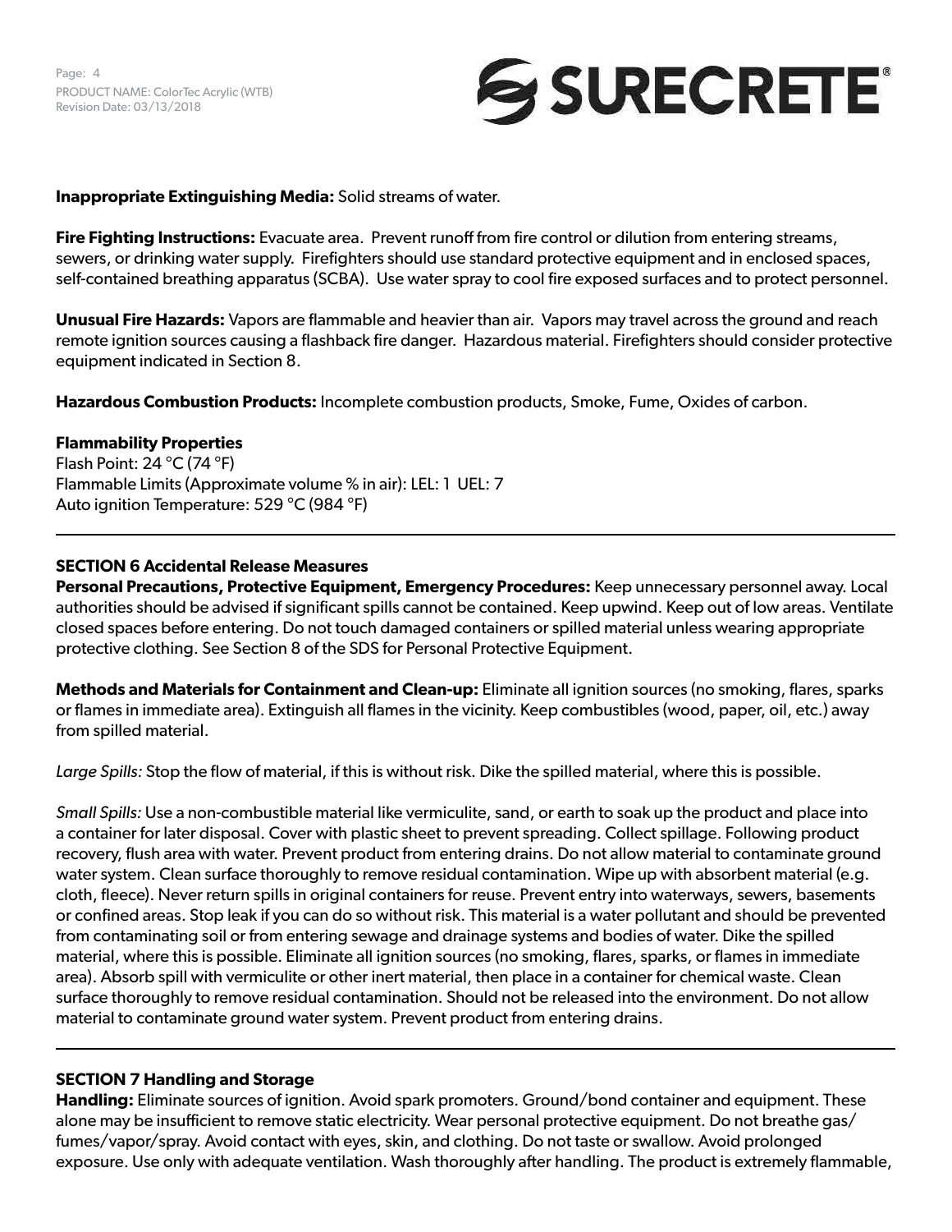**Inappropriate Extinguishing Media:** Solid streams of water.

**Fire Fighting Instructions:** Evacuate area. Prevent runoff from fire control or dilution from entering streams, sewers, or drinking water supply. Firefighters should use standard protective equipment and in enclosed spaces, self-contained breathing apparatus (SCBA). Use water spray to cool fire exposed surfaces and to protect personnel.

**Unusual Fire Hazards:** Vapors are flammable and heavier than air. Vapors may travel across the ground and reach remote ignition sources causing a flashback fire danger. Hazardous material. Firefighters should consider protective equipment indicated in Section 8.

**Hazardous Combustion Products:** Incomplete combustion products, Smoke, Fume, Oxides of carbon.

**Flammability Properties**

Flash Point: 24 °C (74 °F)
Flammable Limits (Approximate volume % in air): LEL: 1 UEL: 7
Auto ignition Temperature: 529 °C (984 °F)

---

## SECTION 6 Accidental Release Measures

**Personal Precautions, Protective Equipment, Emergency Procedures:** Keep unnecessary personnel away. Local authorities should be advised if significant spills cannot be contained. Keep upwind. Keep out of low areas. Ventilate closed spaces before entering. Do not touch damaged containers or spilled material unless wearing appropriate protective clothing. See Section 8 of the SDS for Personal Protective Equipment.

**Methods and Materials for Containment and Clean-up:** Eliminate all ignition sources (no smoking, flares, sparks or flames in immediate area). Extinguish all flames in the vicinity. Keep combustibles (wood, paper, oil, etc.) away from spilled material.

*Large Spills:* Stop the flow of material, if this is without risk. Dike the spilled material, where this is possible.

*Small Spills:* Use a non-combustible material like vermiculite, sand, or earth to soak up the product and place into a container for later disposal. Cover with plastic sheet to prevent spreading. Collect spillage. Following product recovery, flush area with water. Prevent product from entering drains. Do not allow material to contaminate ground water system. Clean surface thoroughly to remove residual contamination. Wipe up with absorbent material (e.g. cloth, fleece). Never return spills in original containers for reuse. Prevent entry into waterways, sewers, basements or confined areas. Stop leak if you can do so without risk. This material is a water pollutant and should be prevented from contaminating soil or from entering sewage and drainage systems and bodies of water. Dike the spilled material, where this is possible. Eliminate all ignition sources (no smoking, flares, sparks, or flames in immediate area). Absorb spill with vermiculite or other inert material, then place in a container for chemical waste. Clean surface thoroughly to remove residual contamination. Should not be released into the environment. Do not allow material to contaminate ground water system. Prevent product from entering drains.

---

## SECTION 7 Handling and Storage

**Handling:** Eliminate sources of ignition. Avoid spark promoters. Ground/bond container and equipment. These alone may be insufficient to remove static electricity. Wear personal protective equipment. Do not breathe gas/fumes/vapor/spray. Avoid contact with eyes, skin, and clothing. Do not taste or swallow. Avoid prolonged exposure. Use only with adequate ventilation. Wash thoroughly after handling. The product is extremely flammable,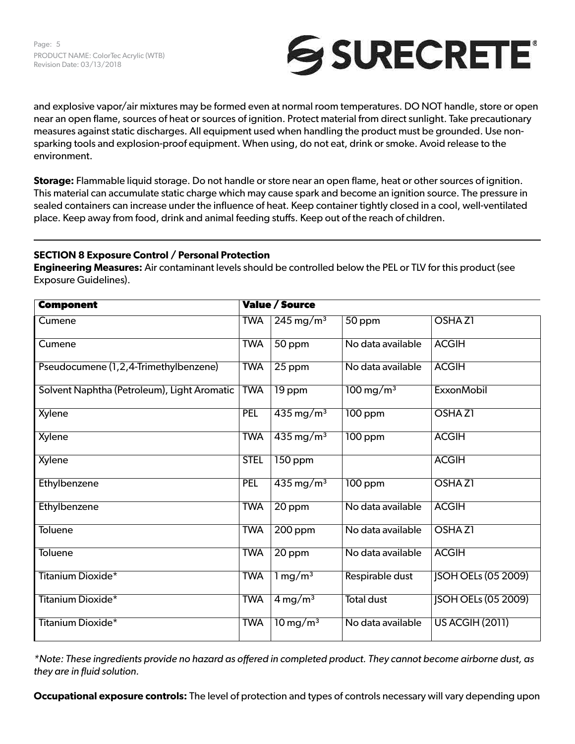and explosive vapor/air mixtures may be formed even at normal room temperatures. DO NOT handle, store or open near an open flame, sources of heat or sources of ignition. Protect material from direct sunlight. Take precautionary measures against static discharges. All equipment used when handling the product must be grounded. Use non-sparking tools and explosion-proof equipment. When using, do not eat, drink or smoke. Avoid release to the environment.

**Storage:** Flammable liquid storage. Do not handle or store near an open flame, heat or other sources of ignition. This material can accumulate static charge which may cause spark and become an ignition source. The pressure in sealed containers can increase under the influence of heat. Keep container tightly closed in a cool, well-ventilated place. Keep away from food, drink and animal feeding stuffs. Keep out of the reach of children.

---

## SECTION 8 Exposure Control / Personal Protection

**Engineering Measures:** Air contaminant levels should be controlled below the PEL or TLV for this product (see Exposure Guidelines).

| Component | Value / Source | | | |
|---|---|---|---|---|
| Cumene | TWA | 245 mg/m³ | 50 ppm | OSHA Z1 |
| Cumene | TWA | 50 ppm | No data available | ACGIH |
| Pseudocumene (1,2,4-Trimethylbenzene) | TWA | 25 ppm | No data available | ACGIH |
| Solvent Naphtha (Petroleum), Light Aromatic | TWA | 19 ppm | 100 mg/m³ | ExxonMobil |
| Xylene | PEL | 435 mg/m³ | 100 ppm | OSHA Z1 |
| Xylene | TWA | 435 mg/m³ | 100 ppm | ACGIH |
| Xylene | STEL | 150 ppm | | ACGIH |
| Ethylbenzene | PEL | 435 mg/m³ | 100 ppm | OSHA Z1 |
| Ethylbenzene | TWA | 20 ppm | No data available | ACGIH |
| Toluene | TWA | 200 ppm | No data available | OSHA Z1 |
| Toluene | TWA | 20 ppm | No data available | ACGIH |
| Titanium Dioxide* | TWA | 1 mg/m³ | Respirable dust | JSOH OELs (05 2009) |
| Titanium Dioxide* | TWA | 4 mg/m³ | Total dust | JSOH OELs (05 2009) |
| Titanium Dioxide* | TWA | 10 mg/m³ | No data available | US ACGIH (2011) |

*\*Note: These ingredients provide no hazard as offered in completed product. They cannot become airborne dust, as they are in fluid solution.*

**Occupational exposure controls:** The level of protection and types of controls necessary will vary depending upon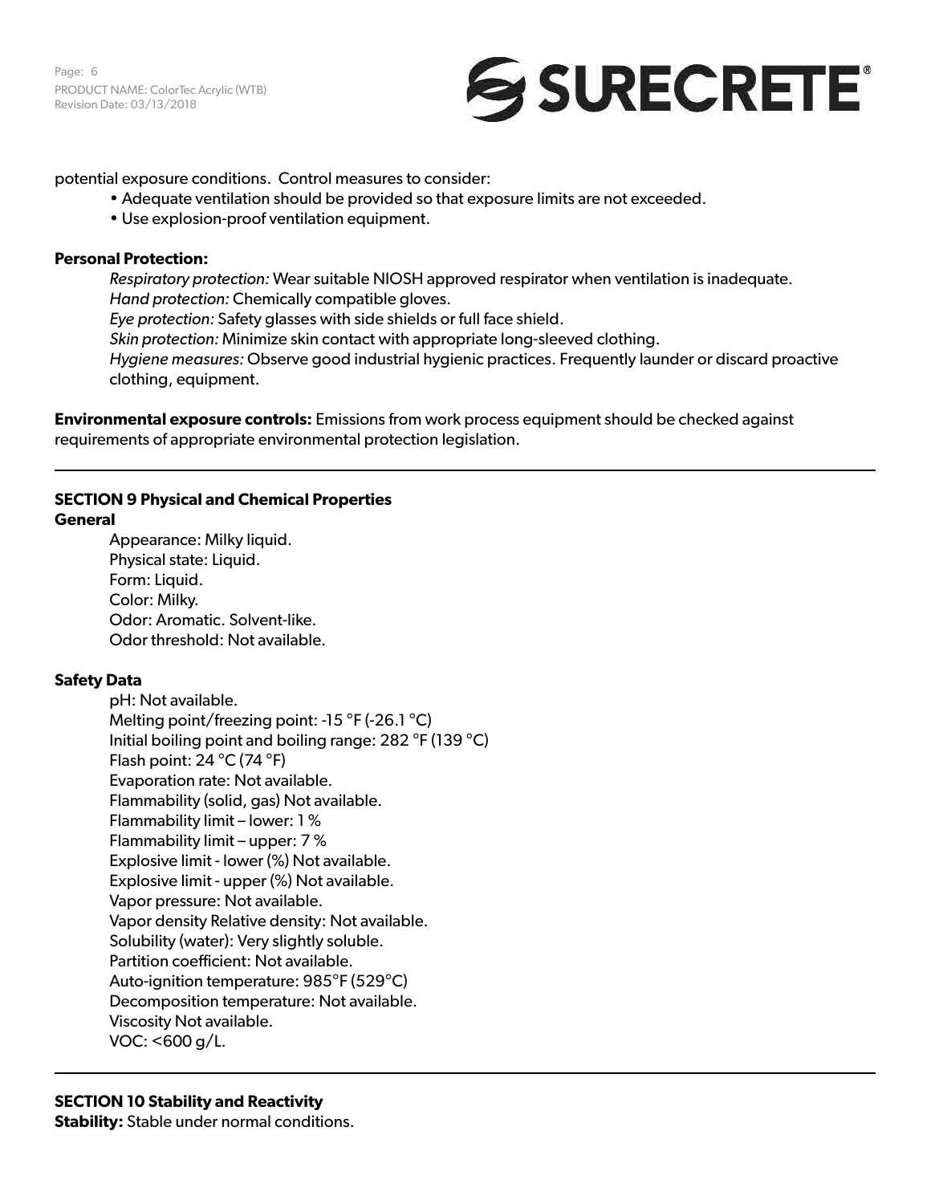potential exposure conditions. Control measures to consider:

- Adequate ventilation should be provided so that exposure limits are not exceeded.
- Use explosion-proof ventilation equipment.

**Personal Protection:**

*Respiratory protection:* Wear suitable NIOSH approved respirator when ventilation is inadequate.
*Hand protection:* Chemically compatible gloves.
*Eye protection:* Safety glasses with side shields or full face shield.
*Skin protection:* Minimize skin contact with appropriate long-sleeved clothing.
*Hygiene measures:* Observe good industrial hygienic practices. Frequently launder or discard proactive clothing, equipment.

**Environmental exposure controls:** Emissions from work process equipment should be checked against requirements of appropriate environmental protection legislation.

---

## SECTION 9 Physical and Chemical Properties

**General**

Appearance: Milky liquid.
Physical state: Liquid.
Form: Liquid.
Color: Milky.
Odor: Aromatic. Solvent-like.
Odor threshold: Not available.

**Safety Data**

pH: Not available.
Melting point/freezing point: -15 °F (-26.1 °C)
Initial boiling point and boiling range: 282 °F (139 °C)
Flash point: 24 °C (74 °F)
Evaporation rate: Not available.
Flammability (solid, gas) Not available.
Flammability limit – lower: 1 %
Flammability limit – upper: 7 %
Explosive limit - lower (%) Not available.
Explosive limit - upper (%) Not available.
Vapor pressure: Not available.
Vapor density Relative density: Not available.
Solubility (water): Very slightly soluble.
Partition coefficient: Not available.
Auto-ignition temperature: 985°F (529°C)
Decomposition temperature: Not available.
Viscosity Not available.
VOC: <600 g/L.

---

## SECTION 10 Stability and Reactivity

**Stability:** Stable under normal conditions.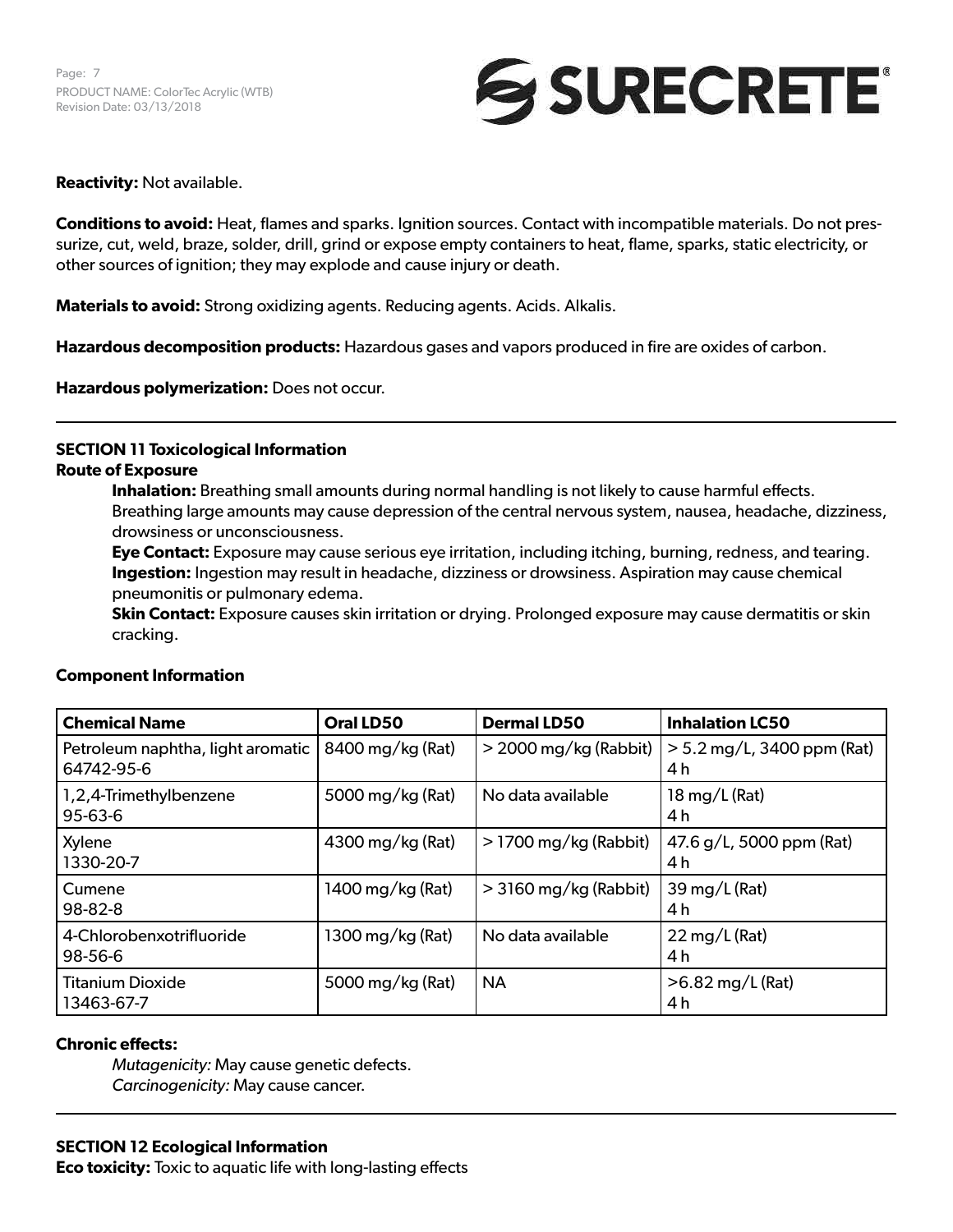**Reactivity:** Not available.

**Conditions to avoid:** Heat, flames and sparks. Ignition sources. Contact with incompatible materials. Do not pressurize, cut, weld, braze, solder, drill, grind or expose empty containers to heat, flame, sparks, static electricity, or other sources of ignition; they may explode and cause injury or death.

**Materials to avoid:** Strong oxidizing agents. Reducing agents. Acids. Alkalis.

**Hazardous decomposition products:** Hazardous gases and vapors produced in fire are oxides of carbon.

**Hazardous polymerization:** Does not occur.

---

## SECTION 11 Toxicological Information

**Route of Exposure**

**Inhalation:** Breathing small amounts during normal handling is not likely to cause harmful effects. Breathing large amounts may cause depression of the central nervous system, nausea, headache, dizziness, drowsiness or unconsciousness.

**Eye Contact:** Exposure may cause serious eye irritation, including itching, burning, redness, and tearing.

**Ingestion:** Ingestion may result in headache, dizziness or drowsiness. Aspiration may cause chemical pneumonitis or pulmonary edema.

**Skin Contact:** Exposure causes skin irritation or drying. Prolonged exposure may cause dermatitis or skin cracking.

**Component Information**

| Chemical Name | Oral LD50 | Dermal LD50 | Inhalation LC50 |
|---|---|---|---|
| Petroleum naphtha, light aromatic 64742-95-6 | 8400 mg/kg (Rat) | > 2000 mg/kg (Rabbit) | > 5.2 mg/L, 3400 ppm (Rat) 4 h |
| 1,2,4-Trimethylbenzene 95-63-6 | 5000 mg/kg (Rat) | No data available | 18 mg/L (Rat) 4 h |
| Xylene 1330-20-7 | 4300 mg/kg (Rat) | > 1700 mg/kg (Rabbit) | 47.6 g/L, 5000 ppm (Rat) 4 h |
| Cumene 98-82-8 | 1400 mg/kg (Rat) | > 3160 mg/kg (Rabbit) | 39 mg/L (Rat) 4 h |
| 4-Chlorobenxotrifluoride 98-56-6 | 1300 mg/kg (Rat) | No data available | 22 mg/L (Rat) 4 h |
| Titanium Dioxide 13463-67-7 | 5000 mg/kg (Rat) | NA | >6.82 mg/L (Rat) 4 h |

**Chronic effects:**

*Mutagenicity:* May cause genetic defects.
*Carcinogenicity:* May cause cancer.

---

## SECTION 12 Ecological Information

**Eco toxicity:** Toxic to aquatic life with long-lasting effects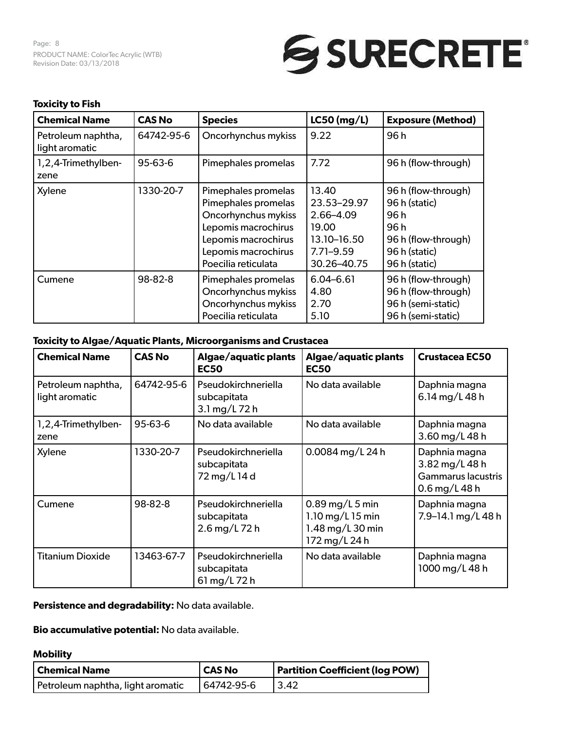**Toxicity to Fish**

| Chemical Name | CAS No | Species | LC50 (mg/L) | Exposure (Method) |
|---|---|---|---|---|
| Petroleum naphtha, light aromatic | 64742-95-6 | Oncorhynchus mykiss | 9.22 | 96 h |
| 1,2,4-Trimethylbenzene | 95-63-6 | Pimephales promelas | 7.72 | 96 h (flow-through) |
| Xylene | 1330-20-7 | Pimephales promelas<br>Pimephales promelas<br>Oncorhynchus mykiss<br>Lepomis macrochirus<br>Lepomis macrochirus<br>Lepomis macrochirus<br>Poecilia reticulata | 13.40<br>23.53–29.97<br>2.66–4.09<br>19.00<br>13.10–16.50<br>7.71–9.59<br>30.26–40.75 | 96 h (flow-through)<br>96 h (static)<br>96 h<br>96 h<br>96 h (flow-through)<br>96 h (static)<br>96 h (static) |
| Cumene | 98-82-8 | Pimephales promelas<br>Oncorhynchus mykiss<br>Oncorhynchus mykiss<br>Poecilia reticulata | 6.04–6.61<br>4.80<br>2.70<br>5.10 | 96 h (flow-through)<br>96 h (flow-through)<br>96 h (semi-static)<br>96 h (semi-static) |

**Toxicity to Algae/Aquatic Plants, Microorganisms and Crustacea**

| Chemical Name | CAS No | Algae/aquatic plants EC50 | Algae/aquatic plants EC50 | Crustacea EC50 |
|---|---|---|---|---|
| Petroleum naphtha, light aromatic | 64742-95-6 | Pseudokirchneriella subcapitata 3.1 mg/L 72 h | No data available | Daphnia magna 6.14 mg/L 48 h |
| 1,2,4-Trimethylbenzene | 95-63-6 | No data available | No data available | Daphnia magna 3.60 mg/L 48 h |
| Xylene | 1330-20-7 | Pseudokirchneriella subcapitata 72 mg/L 14 d | 0.0084 mg/L 24 h | Daphnia magna 3.82 mg/L 48 h<br>Gammarus lacustris 0.6 mg/L 48 h |
| Cumene | 98-82-8 | Pseudokirchneriella subcapitata 2.6 mg/L 72 h | 0.89 mg/L 5 min<br>1.10 mg/L 15 min<br>1.48 mg/L 30 min<br>172 mg/L 24 h | Daphnia magna 7.9–14.1 mg/L 48 h |
| Titanium Dioxide | 13463-67-7 | Pseudokirchneriella subcapitata 61 mg/L 72 h | No data available | Daphnia magna 1000 mg/L 48 h |

**Persistence and degradability:** No data available.

**Bio accumulative potential:** No data available.

**Mobility**

| Chemical Name | CAS No | Partition Coefficient (log POW) |
|---|---|---|
| Petroleum naphtha, light aromatic | 64742-95-6 | 3.42 |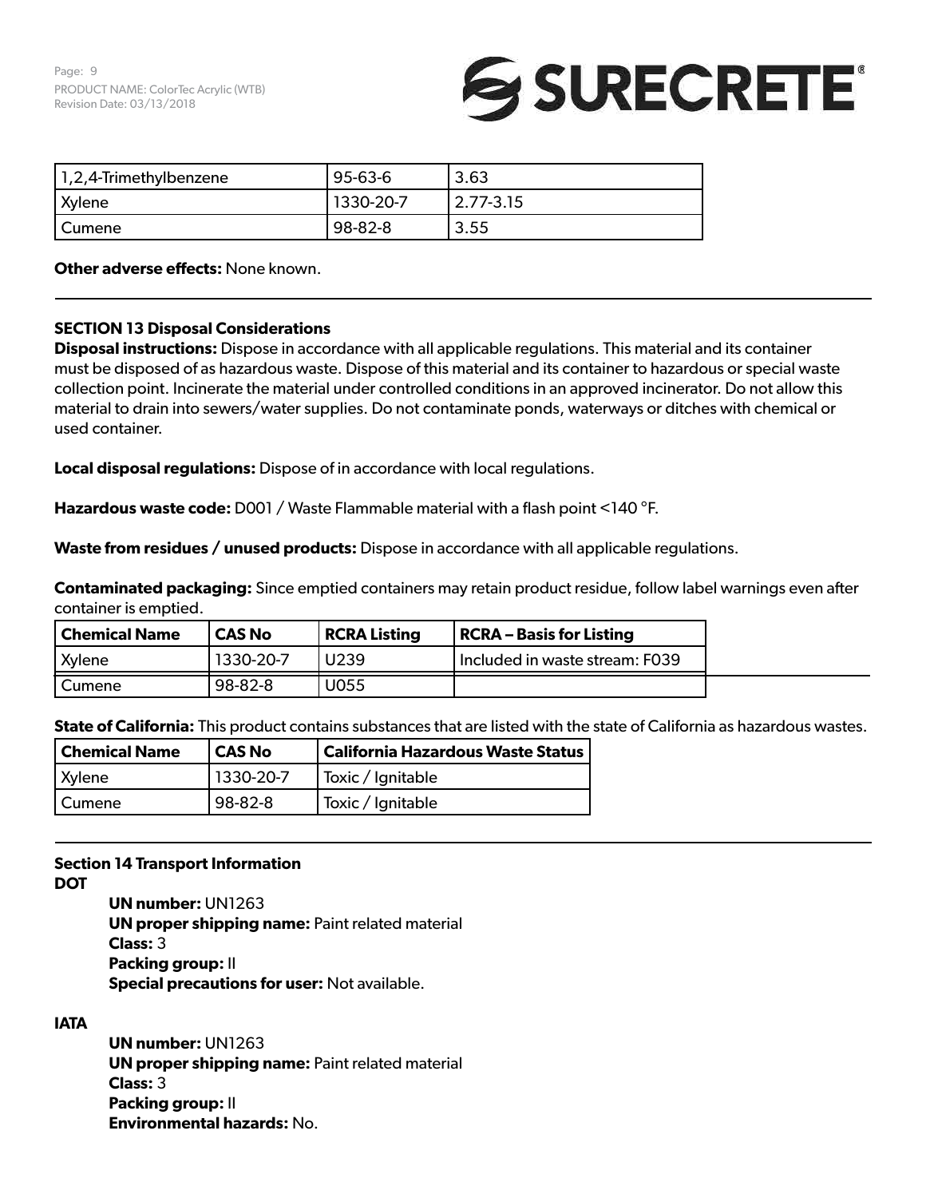| 1,2,4-Trimethylbenzene | 95-63-6 | 3.63 |
| --- | --- | --- |
| Xylene | 1330-20-7 | 2.77-3.15 |
| Cumene | 98-82-8 | 3.55 |

**Other adverse effects:** None known.

## SECTION 13 Disposal Considerations

**Disposal instructions:** Dispose in accordance with all applicable regulations. This material and its container must be disposed of as hazardous waste. Dispose of this material and its container to hazardous or special waste collection point. Incinerate the material under controlled conditions in an approved incinerator. Do not allow this material to drain into sewers/water supplies. Do not contaminate ponds, waterways or ditches with chemical or used container.

**Local disposal regulations:** Dispose of in accordance with local regulations.

**Hazardous waste code:** D001 / Waste Flammable material with a flash point <140 °F.

**Waste from residues / unused products:** Dispose in accordance with all applicable regulations.

**Contaminated packaging:** Since emptied containers may retain product residue, follow label warnings even after container is emptied.

| Chemical Name | CAS No | RCRA Listing | RCRA – Basis for Listing |
| --- | --- | --- | --- |
| Xylene | 1330-20-7 | U239 | Included in waste stream: F039 |
| Cumene | 98-82-8 | U055 | |

**State of California:** This product contains substances that are listed with the state of California as hazardous wastes.

| Chemical Name | CAS No | California Hazardous Waste Status |
| --- | --- | --- |
| Xylene | 1330-20-7 | Toxic / Ignitable |
| Cumene | 98-82-8 | Toxic / Ignitable |

## Section 14 Transport Information

**DOT**

- **UN number:** UN1263
- **UN proper shipping name:** Paint related material
- **Class:** 3
- **Packing group:** II
- **Special precautions for user:** Not available.

**IATA**

- **UN number:** UN1263
- **UN proper shipping name:** Paint related material
- **Class:** 3
- **Packing group:** II
- **Environmental hazards:** No.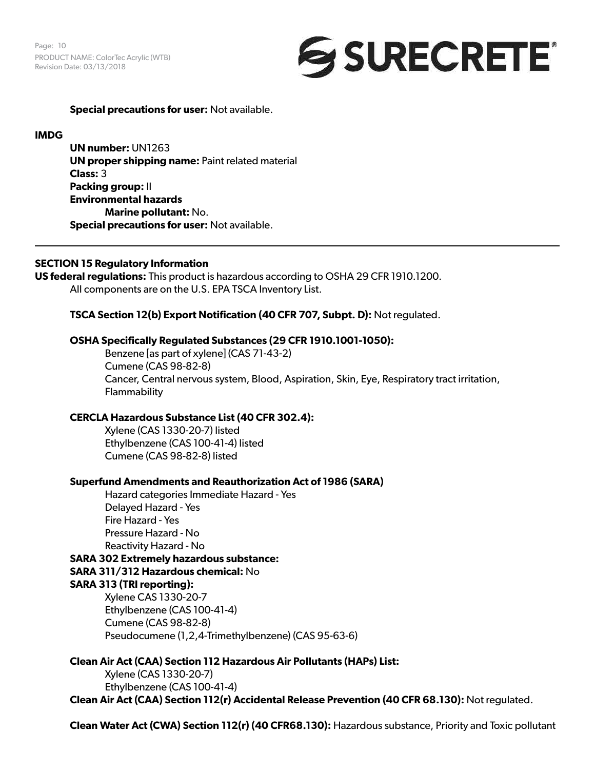**Special precautions for user:** Not available.

**IMDG**

**UN number:** UN1263
**UN proper shipping name:** Paint related material
**Class:** 3
**Packing group:** II
**Environmental hazards**
**Marine pollutant:** No.
**Special precautions for user:** Not available.

---

## SECTION 15 Regulatory Information

**US federal regulations:** This product is hazardous according to OSHA 29 CFR 1910.1200.
All components are on the U.S. EPA TSCA Inventory List.

**TSCA Section 12(b) Export Notification (40 CFR 707, Subpt. D):** Not regulated.

**OSHA Specifically Regulated Substances (29 CFR 1910.1001-1050):**
Benzene [as part of xylene] (CAS 71-43-2)
Cumene (CAS 98-82-8)
Cancer, Central nervous system, Blood, Aspiration, Skin, Eye, Respiratory tract irritation, Flammability

**CERCLA Hazardous Substance List (40 CFR 302.4):**
Xylene (CAS 1330-20-7) listed
Ethylbenzene (CAS 100-41-4) listed
Cumene (CAS 98-82-8) listed

**Superfund Amendments and Reauthorization Act of 1986 (SARA)**
Hazard categories Immediate Hazard - Yes
Delayed Hazard - Yes
Fire Hazard - Yes
Pressure Hazard - No
Reactivity Hazard - No

**SARA 302 Extremely hazardous substance:**

**SARA 311/312 Hazardous chemical:** No

**SARA 313 (TRI reporting):**
Xylene CAS 1330-20-7
Ethylbenzene (CAS 100-41-4)
Cumene (CAS 98-82-8)
Pseudocumene (1,2,4-Trimethylbenzene) (CAS 95-63-6)

**Clean Air Act (CAA) Section 112 Hazardous Air Pollutants (HAPs) List:**
Xylene (CAS 1330-20-7)
Ethylbenzene (CAS 100-41-4)

**Clean Air Act (CAA) Section 112(r) Accidental Release Prevention (40 CFR 68.130):** Not regulated.

**Clean Water Act (CWA) Section 112(r) (40 CFR68.130):** Hazardous substance, Priority and Toxic pollutant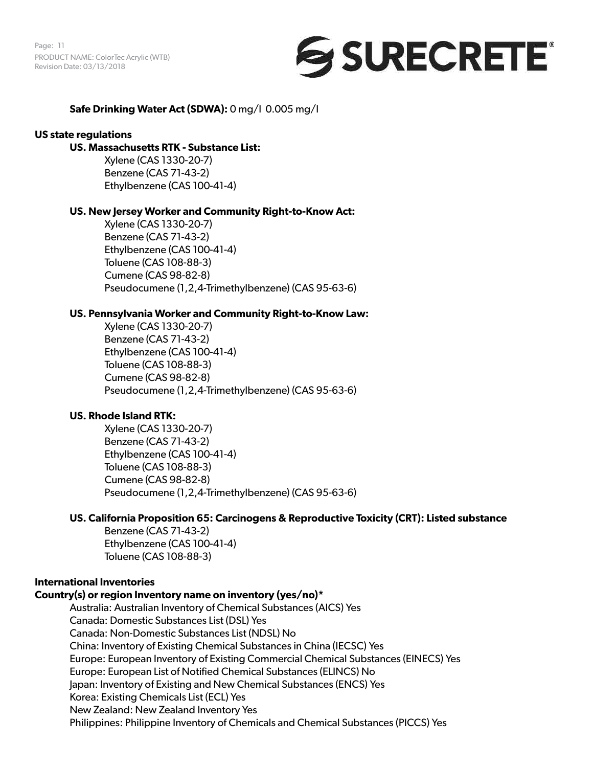**Safe Drinking Water Act (SDWA):** 0 mg/l 0.005 mg/l

**US state regulations**

**US. Massachusetts RTK - Substance List:**

Xylene (CAS 1330-20-7)
Benzene (CAS 71-43-2)
Ethylbenzene (CAS 100-41-4)

**US. New Jersey Worker and Community Right-to-Know Act:**

Xylene (CAS 1330-20-7)
Benzene (CAS 71-43-2)
Ethylbenzene (CAS 100-41-4)
Toluene (CAS 108-88-3)
Cumene (CAS 98-82-8)
Pseudocumene (1,2,4-Trimethylbenzene) (CAS 95-63-6)

**US. Pennsylvania Worker and Community Right-to-Know Law:**

Xylene (CAS 1330-20-7)
Benzene (CAS 71-43-2)
Ethylbenzene (CAS 100-41-4)
Toluene (CAS 108-88-3)
Cumene (CAS 98-82-8)
Pseudocumene (1,2,4-Trimethylbenzene) (CAS 95-63-6)

**US. Rhode Island RTK:**

Xylene (CAS 1330-20-7)
Benzene (CAS 71-43-2)
Ethylbenzene (CAS 100-41-4)
Toluene (CAS 108-88-3)
Cumene (CAS 98-82-8)
Pseudocumene (1,2,4-Trimethylbenzene) (CAS 95-63-6)

**US. California Proposition 65: Carcinogens & Reproductive Toxicity (CRT): Listed substance**

Benzene (CAS 71-43-2)
Ethylbenzene (CAS 100-41-4)
Toluene (CAS 108-88-3)

**International Inventories**

**Country(s) or region Inventory name on inventory (yes/no)***

Australia: Australian Inventory of Chemical Substances (AICS) Yes
Canada: Domestic Substances List (DSL) Yes
Canada: Non-Domestic Substances List (NDSL) No
China: Inventory of Existing Chemical Substances in China (IECSC) Yes
Europe: European Inventory of Existing Commercial Chemical Substances (EINECS) Yes
Europe: European List of Notified Chemical Substances (ELINCS) No
Japan: Inventory of Existing and New Chemical Substances (ENCS) Yes
Korea: Existing Chemicals List (ECL) Yes
New Zealand: New Zealand Inventory Yes
Philippines: Philippine Inventory of Chemicals and Chemical Substances (PICCS) Yes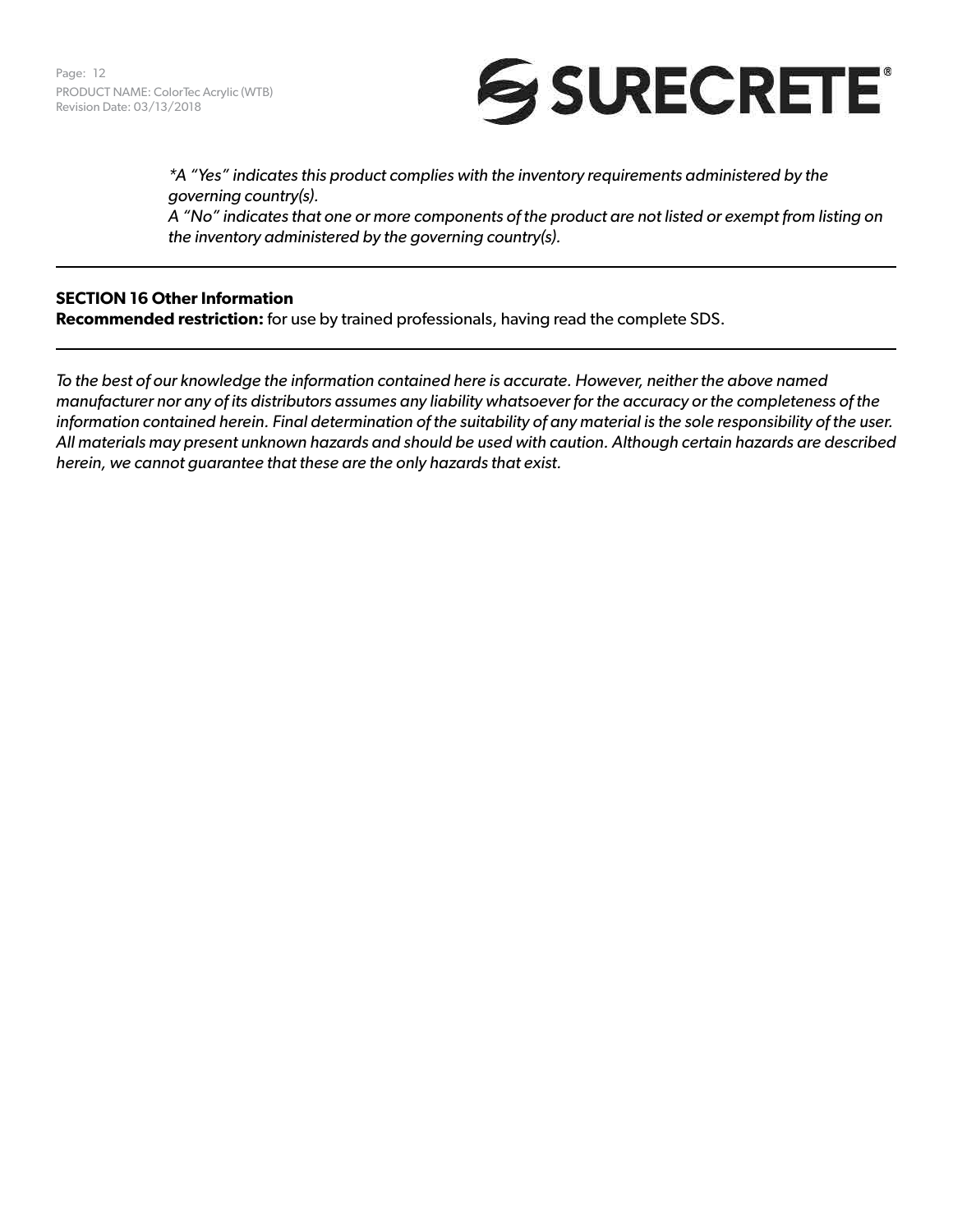*\*A "Yes" indicates this product complies with the inventory requirements administered by the governing country(s).*
*A "No" indicates that one or more components of the product are not listed or exempt from listing on the inventory administered by the governing country(s).*

---

## SECTION 16 Other Information

**Recommended restriction:** for use by trained professionals, having read the complete SDS.

---

*To the best of our knowledge the information contained here is accurate. However, neither the above named manufacturer nor any of its distributors assumes any liability whatsoever for the accuracy or the completeness of the information contained herein. Final determination of the suitability of any material is the sole responsibility of the user. All materials may present unknown hazards and should be used with caution. Although certain hazards are described herein, we cannot guarantee that these are the only hazards that exist.*